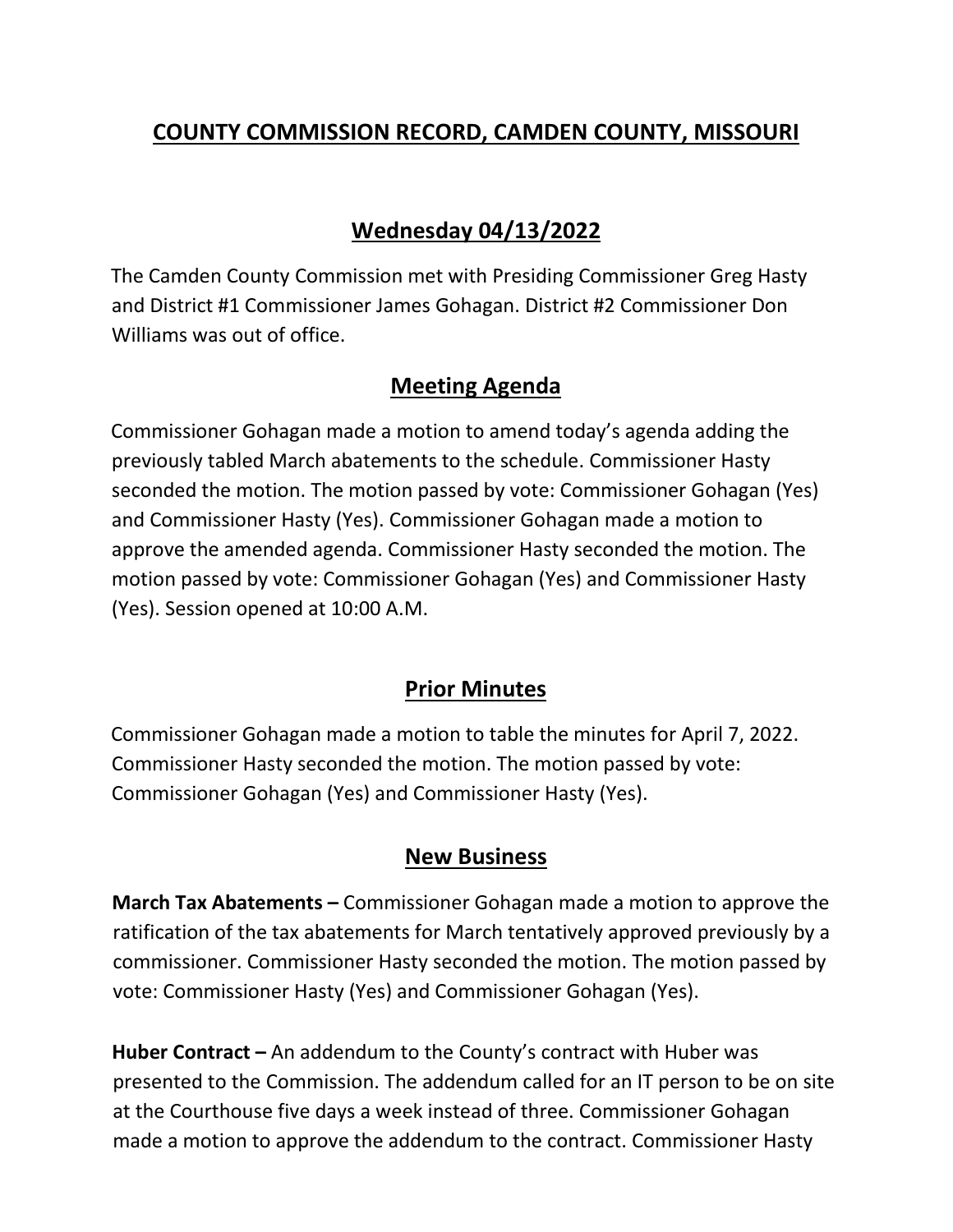# COUNTY COMMISSION RECORD, CAMDEN COUNTY, MISSOURI

## Wednesday 04/13/2022

The Camden County Commission met with Presiding Commissioner Greg Hasty and District #1 Commissioner James Gohagan. District #2 Commissioner Don Williams was out of office.

## Meeting Agenda

Commissioner Gohagan made a motion to amend today's agenda adding the previously tabled March abatements to the schedule. Commissioner Hasty seconded the motion. The motion passed by vote: Commissioner Gohagan (Yes) and Commissioner Hasty (Yes). Commissioner Gohagan made a motion to approve the amended agenda. Commissioner Hasty seconded the motion. The motion passed by vote: Commissioner Gohagan (Yes) and Commissioner Hasty (Yes). Session opened at 10:00 A.M.

## Prior Minutes

Commissioner Gohagan made a motion to table the minutes for April 7, 2022. Commissioner Hasty seconded the motion. The motion passed by vote: Commissioner Gohagan (Yes) and Commissioner Hasty (Yes).

## New Business

**March Tax Abatements –** Commissioner Gohagan made a motion to approve the ratification of the tax abatements for March tentatively approved previously by a commissioner. Commissioner Hasty seconded the motion. The motion passed by vote: Commissioner Hasty (Yes) and Commissioner Gohagan (Yes).

**Huber Contract –** An addendum to the County's contract with Huber was presented to the Commission. The addendum called for an IT person to be on site at the Courthouse five days a week instead of three. Commissioner Gohagan made a motion to approve the addendum to the contract. Commissioner Hasty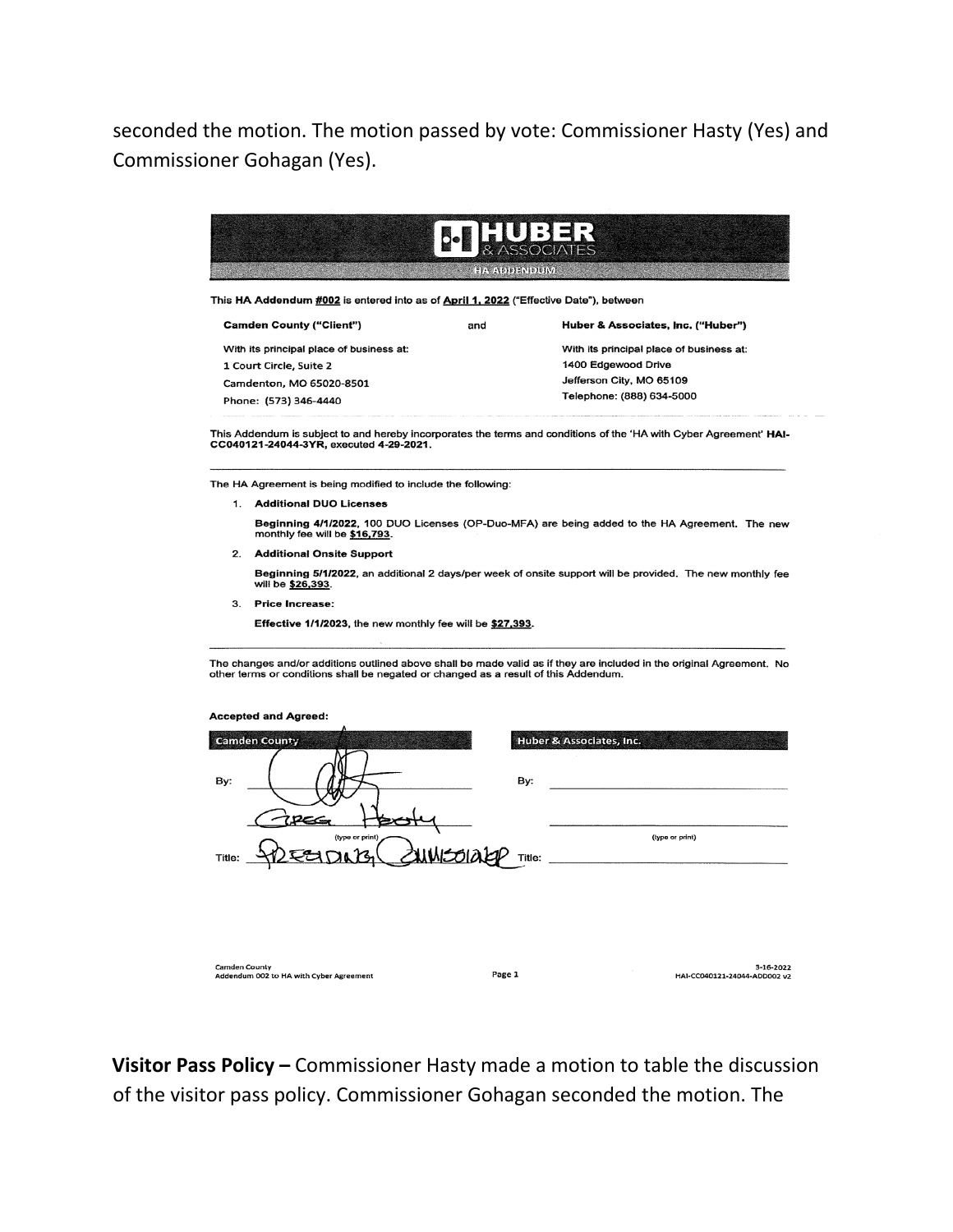seconded the motion. The motion passed by vote: Commissioner Hasty (Yes) and Commissioner Gohagan (Yes).

**HUBER & ASSOCIATES**

**HA ADDENDUM**

This **HA Addendum #002** is entered into as of **April 1, 2022** ("Effective Date"), between

| **Camden County ("Client")** | and | **Huber & Associates, Inc. ("Huber")** |
|---|---|---|
| With its principal place of business at: | | With its principal place of business at: |
| 1 Court Circle, Suite 2 | | 1400 Edgewood Drive |
| Camdenton, MO 65020-8501 | | Jefferson City, MO 65109 |
| Phone: (573) 346-4440 | | Telephone: (888) 634-5000 |

This Addendum is subject to and hereby incorporates the terms and conditions of the 'HA with Cyber Agreement' **HAI-CC040121-24044-3YR, executed 4-29-2021.**

The HA Agreement is being modified to include the following:

1. **Additional DUO Licenses**

   **Beginning 4/1/2022**, 100 DUO Licenses (OP-Duo-MFA) are being added to the HA Agreement. The new monthly fee will be **$16,793**.

2. **Additional Onsite Support**

   **Beginning 5/1/2022**, an additional 2 days/per week of onsite support will be provided. The new monthly fee will be **$26,393**.

3. **Price Increase:**

   **Effective 1/1/2023**, the new monthly fee will be **$27,393**.

The changes and/or additions outlined above shall be made valid as if they are included in the original Agreement. No other terms or conditions shall be negated or changed as a result of this Addendum.

**Accepted and Agreed:**

| Camden County | Huber & Associates, Inc. |
|---|---|
| By: [signature] | By: |
| Greg Hasty (type or print) | (type or print) |
| Title: Presiding Commissioner | Title: |

Camden County
Addendum 002 to HA with Cyber Agreement — Page 1 — 3-16-2022 HAI-CC040121-24044-ADD002 v2

**Visitor Pass Policy –** Commissioner Hasty made a motion to table the discussion of the visitor pass policy. Commissioner Gohagan seconded the motion. The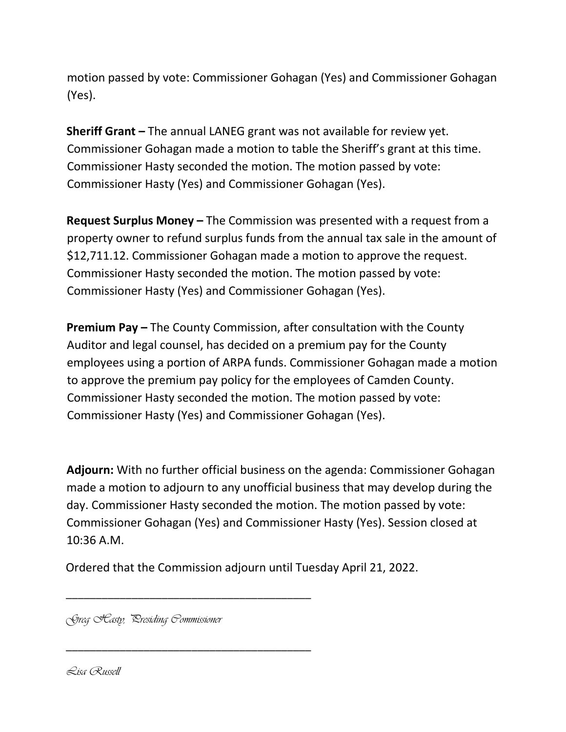motion passed by vote: Commissioner Gohagan (Yes) and Commissioner Gohagan (Yes).

**Sheriff Grant –** The annual LANEG grant was not available for review yet. Commissioner Gohagan made a motion to table the Sheriff's grant at this time. Commissioner Hasty seconded the motion. The motion passed by vote: Commissioner Hasty (Yes) and Commissioner Gohagan (Yes).

**Request Surplus Money –** The Commission was presented with a request from a property owner to refund surplus funds from the annual tax sale in the amount of $12,711.12. Commissioner Gohagan made a motion to approve the request. Commissioner Hasty seconded the motion. The motion passed by vote: Commissioner Hasty (Yes) and Commissioner Gohagan (Yes).

**Premium Pay –** The County Commission, after consultation with the County Auditor and legal counsel, has decided on a premium pay for the County employees using a portion of ARPA funds. Commissioner Gohagan made a motion to approve the premium pay policy for the employees of Camden County. Commissioner Hasty seconded the motion. The motion passed by vote: Commissioner Hasty (Yes) and Commissioner Gohagan (Yes).

**Adjourn:** With no further official business on the agenda: Commissioner Gohagan made a motion to adjourn to any unofficial business that may develop during the day. Commissioner Hasty seconded the motion. The motion passed by vote: Commissioner Gohagan (Yes) and Commissioner Hasty (Yes). Session closed at 10:36 A.M.

Ordered that the Commission adjourn until Tuesday April 21, 2022.

_______________________________________

*Greg Hasty, Presiding Commissioner*

_______________________________________

*Lisa Russell*